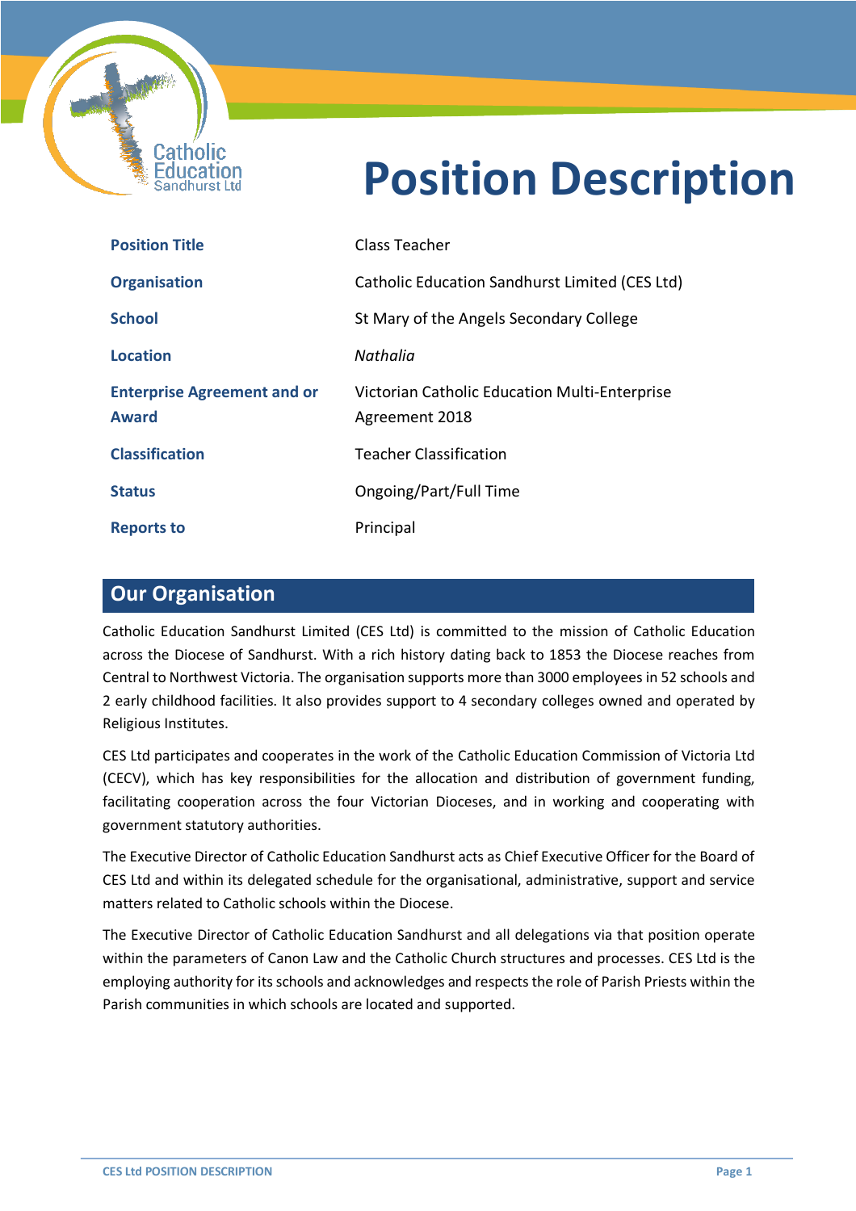# Position Description

| | |
|---|---|
| **Position Title** | Class Teacher |
| **Organisation** | Catholic Education Sandhurst Limited (CES Ltd) |
| **School** | St Mary of the Angels Secondary College |
| **Location** | *Nathalia* |
| **Enterprise Agreement and or Award** | Victorian Catholic Education Multi-Enterprise Agreement 2018 |
| **Classification** | Teacher Classification |
| **Status** | Ongoing/Part/Full Time |
| **Reports to** | Principal |

## Our Organisation

Catholic Education Sandhurst Limited (CES Ltd) is committed to the mission of Catholic Education across the Diocese of Sandhurst. With a rich history dating back to 1853 the Diocese reaches from Central to Northwest Victoria. The organisation supports more than 3000 employees in 52 schools and 2 early childhood facilities. It also provides support to 4 secondary colleges owned and operated by Religious Institutes.

CES Ltd participates and cooperates in the work of the Catholic Education Commission of Victoria Ltd (CECV), which has key responsibilities for the allocation and distribution of government funding, facilitating cooperation across the four Victorian Dioceses, and in working and cooperating with government statutory authorities.

The Executive Director of Catholic Education Sandhurst acts as Chief Executive Officer for the Board of CES Ltd and within its delegated schedule for the organisational, administrative, support and service matters related to Catholic schools within the Diocese.

The Executive Director of Catholic Education Sandhurst and all delegations via that position operate within the parameters of Canon Law and the Catholic Church structures and processes. CES Ltd is the employing authority for its schools and acknowledges and respects the role of Parish Priests within the Parish communities in which schools are located and supported.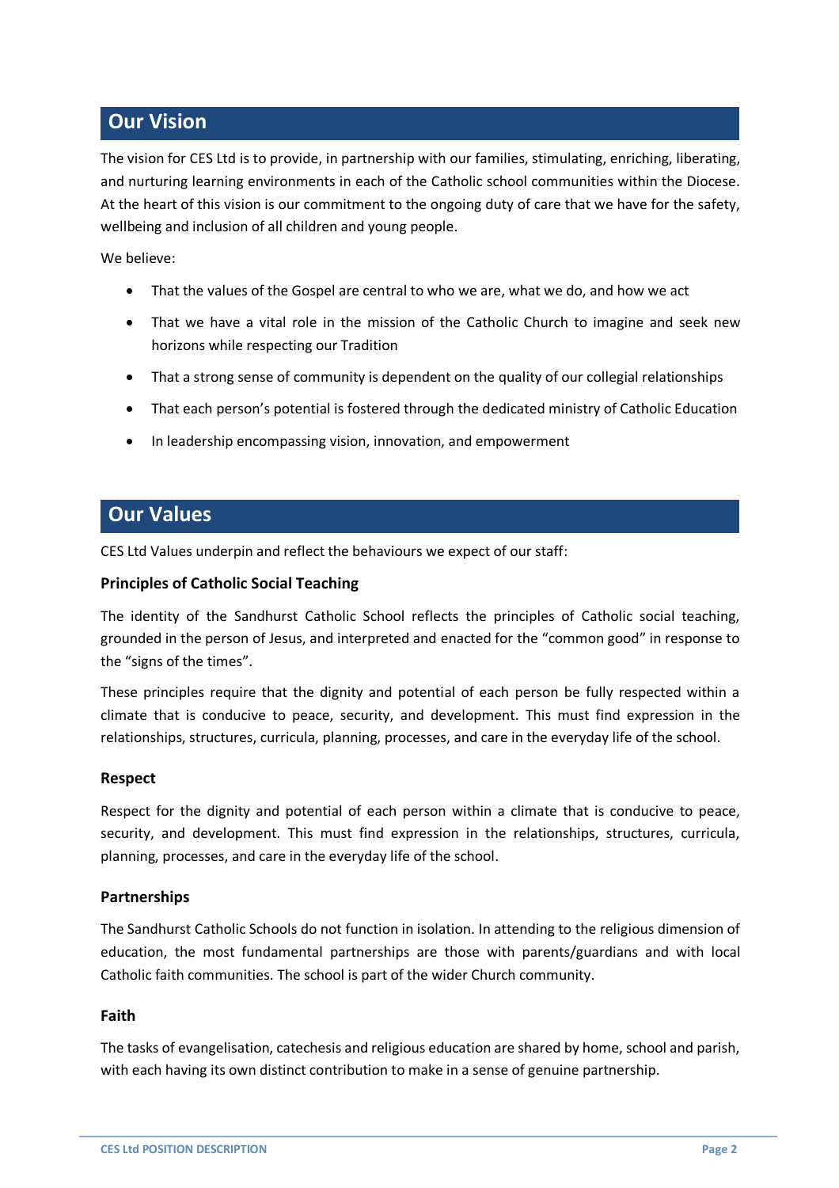## Our Vision

The vision for CES Ltd is to provide, in partnership with our families, stimulating, enriching, liberating, and nurturing learning environments in each of the Catholic school communities within the Diocese. At the heart of this vision is our commitment to the ongoing duty of care that we have for the safety, wellbeing and inclusion of all children and young people.

We believe:

- That the values of the Gospel are central to who we are, what we do, and how we act
- That we have a vital role in the mission of the Catholic Church to imagine and seek new horizons while respecting our Tradition
- That a strong sense of community is dependent on the quality of our collegial relationships
- That each person's potential is fostered through the dedicated ministry of Catholic Education
- In leadership encompassing vision, innovation, and empowerment

## Our Values

CES Ltd Values underpin and reflect the behaviours we expect of our staff:

**Principles of Catholic Social Teaching**

The identity of the Sandhurst Catholic School reflects the principles of Catholic social teaching, grounded in the person of Jesus, and interpreted and enacted for the "common good" in response to the "signs of the times".

These principles require that the dignity and potential of each person be fully respected within a climate that is conducive to peace, security, and development. This must find expression in the relationships, structures, curricula, planning, processes, and care in the everyday life of the school.

**Respect**

Respect for the dignity and potential of each person within a climate that is conducive to peace, security, and development. This must find expression in the relationships, structures, curricula, planning, processes, and care in the everyday life of the school.

**Partnerships**

The Sandhurst Catholic Schools do not function in isolation. In attending to the religious dimension of education, the most fundamental partnerships are those with parents/guardians and with local Catholic faith communities. The school is part of the wider Church community.

**Faith**

The tasks of evangelisation, catechesis and religious education are shared by home, school and parish, with each having its own distinct contribution to make in a sense of genuine partnership.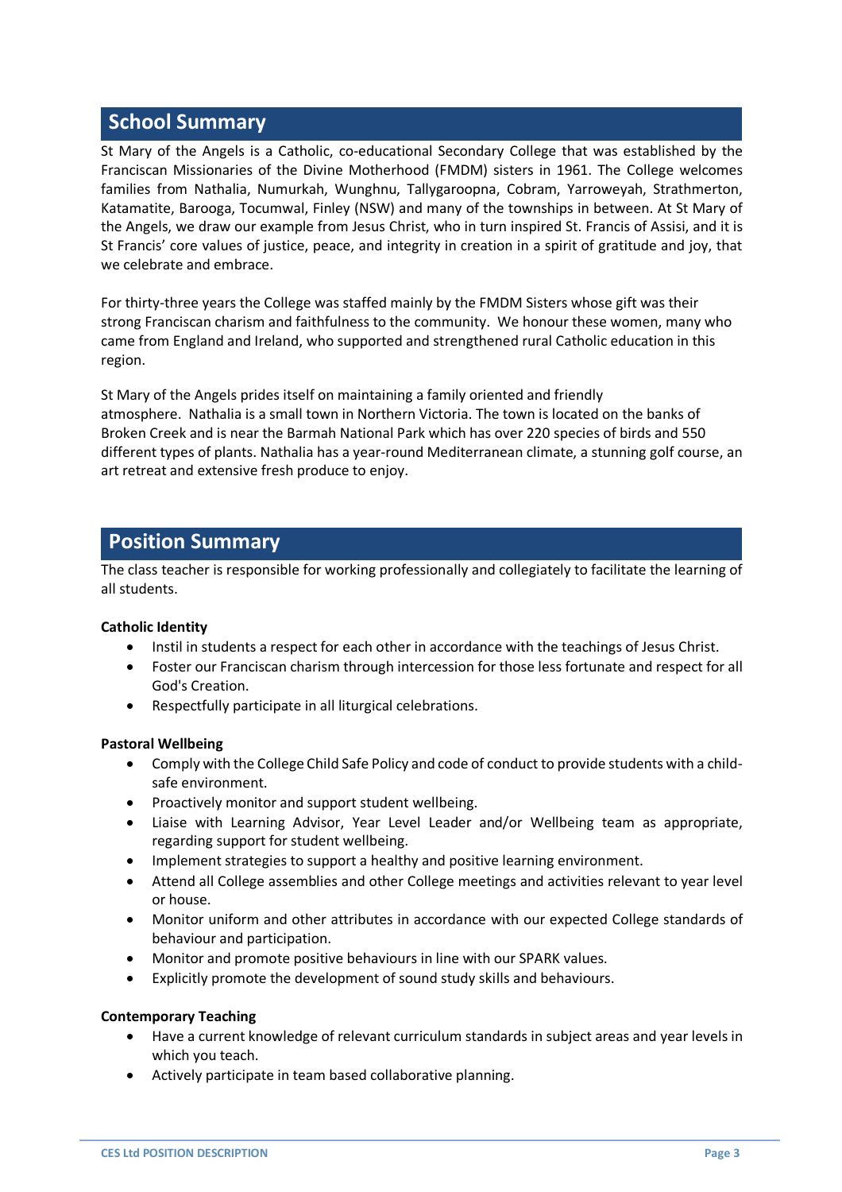## School Summary

St Mary of the Angels is a Catholic, co-educational Secondary College that was established by the Franciscan Missionaries of the Divine Motherhood (FMDM) sisters in 1961. The College welcomes families from Nathalia, Numurkah, Wunghnu, Tallygaroopna, Cobram, Yarroweyah, Strathmerton, Katamatite, Barooga, Tocumwal, Finley (NSW) and many of the townships in between. At St Mary of the Angels, we draw our example from Jesus Christ, who in turn inspired St. Francis of Assisi, and it is St Francis' core values of justice, peace, and integrity in creation in a spirit of gratitude and joy, that we celebrate and embrace.

For thirty-three years the College was staffed mainly by the FMDM Sisters whose gift was their strong Franciscan charism and faithfulness to the community. We honour these women, many who came from England and Ireland, who supported and strengthened rural Catholic education in this region.

St Mary of the Angels prides itself on maintaining a family oriented and friendly atmosphere. Nathalia is a small town in Northern Victoria. The town is located on the banks of Broken Creek and is near the Barmah National Park which has over 220 species of birds and 550 different types of plants. Nathalia has a year-round Mediterranean climate, a stunning golf course, an art retreat and extensive fresh produce to enjoy.

## Position Summary

The class teacher is responsible for working professionally and collegiately to facilitate the learning of all students.

**Catholic Identity**

- Instil in students a respect for each other in accordance with the teachings of Jesus Christ.
- Foster our Franciscan charism through intercession for those less fortunate and respect for all God's Creation.
- Respectfully participate in all liturgical celebrations.

**Pastoral Wellbeing**

- Comply with the College Child Safe Policy and code of conduct to provide students with a child-safe environment.
- Proactively monitor and support student wellbeing.
- Liaise with Learning Advisor, Year Level Leader and/or Wellbeing team as appropriate, regarding support for student wellbeing.
- Implement strategies to support a healthy and positive learning environment.
- Attend all College assemblies and other College meetings and activities relevant to year level or house.
- Monitor uniform and other attributes in accordance with our expected College standards of behaviour and participation.
- Monitor and promote positive behaviours in line with our SPARK values.
- Explicitly promote the development of sound study skills and behaviours.

**Contemporary Teaching**

- Have a current knowledge of relevant curriculum standards in subject areas and year levels in which you teach.
- Actively participate in team based collaborative planning.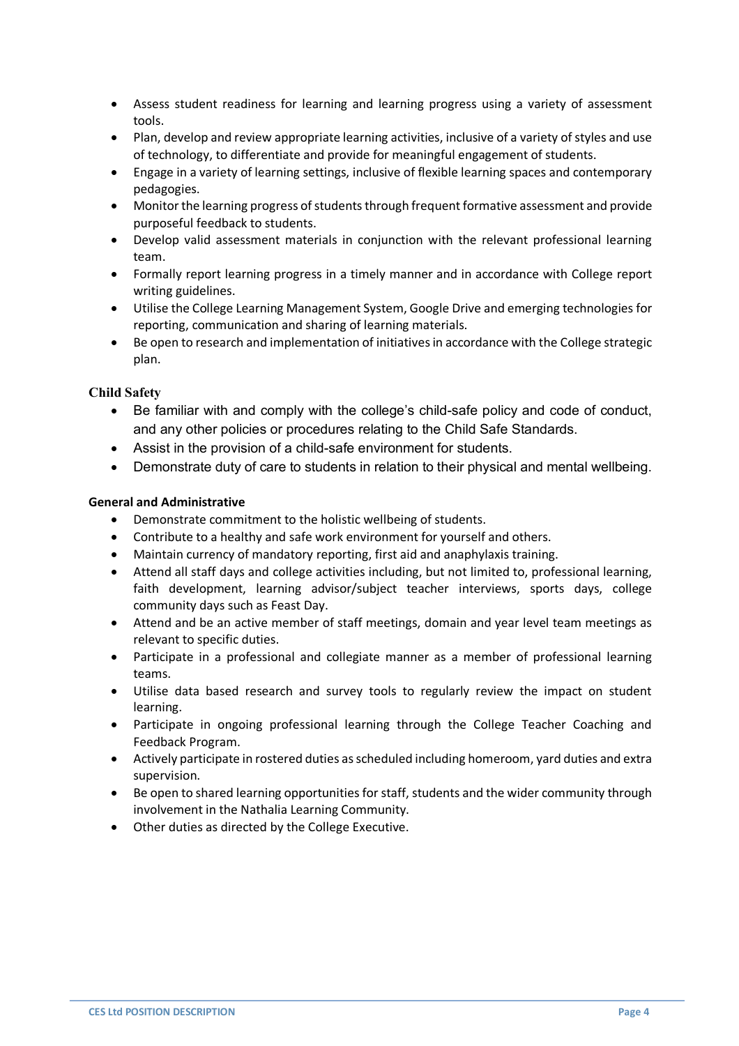- Assess student readiness for learning and learning progress using a variety of assessment tools.
- Plan, develop and review appropriate learning activities, inclusive of a variety of styles and use of technology, to differentiate and provide for meaningful engagement of students.
- Engage in a variety of learning settings, inclusive of flexible learning spaces and contemporary pedagogies.
- Monitor the learning progress of students through frequent formative assessment and provide purposeful feedback to students.
- Develop valid assessment materials in conjunction with the relevant professional learning team.
- Formally report learning progress in a timely manner and in accordance with College report writing guidelines.
- Utilise the College Learning Management System, Google Drive and emerging technologies for reporting, communication and sharing of learning materials.
- Be open to research and implementation of initiatives in accordance with the College strategic plan.

**Child Safety**

- Be familiar with and comply with the college's child-safe policy and code of conduct, and any other policies or procedures relating to the Child Safe Standards.
- Assist in the provision of a child-safe environment for students.
- Demonstrate duty of care to students in relation to their physical and mental wellbeing.

**General and Administrative**

- Demonstrate commitment to the holistic wellbeing of students.
- Contribute to a healthy and safe work environment for yourself and others.
- Maintain currency of mandatory reporting, first aid and anaphylaxis training.
- Attend all staff days and college activities including, but not limited to, professional learning, faith development, learning advisor/subject teacher interviews, sports days, college community days such as Feast Day.
- Attend and be an active member of staff meetings, domain and year level team meetings as relevant to specific duties.
- Participate in a professional and collegiate manner as a member of professional learning teams.
- Utilise data based research and survey tools to regularly review the impact on student learning.
- Participate in ongoing professional learning through the College Teacher Coaching and Feedback Program.
- Actively participate in rostered duties as scheduled including homeroom, yard duties and extra supervision.
- Be open to shared learning opportunities for staff, students and the wider community through involvement in the Nathalia Learning Community.
- Other duties as directed by the College Executive.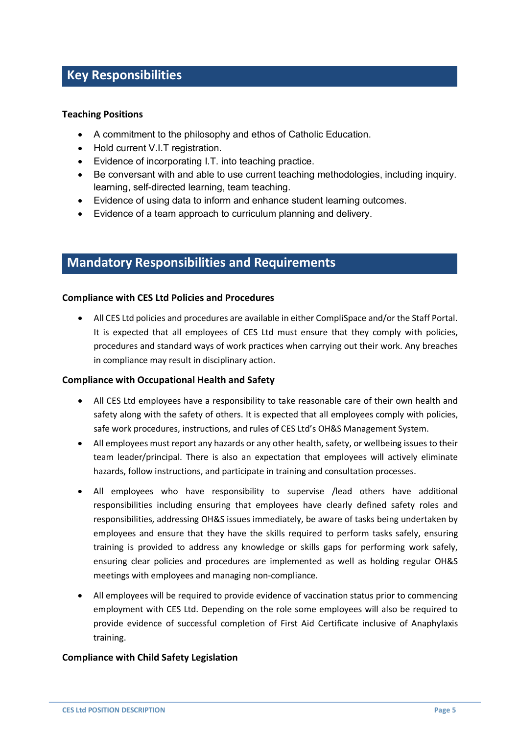## Key Responsibilities

**Teaching Positions**

- A commitment to the philosophy and ethos of Catholic Education.
- Hold current V.I.T registration.
- Evidence of incorporating I.T. into teaching practice.
- Be conversant with and able to use current teaching methodologies, including inquiry. learning, self-directed learning, team teaching.
- Evidence of using data to inform and enhance student learning outcomes.
- Evidence of a team approach to curriculum planning and delivery.

## Mandatory Responsibilities and Requirements

**Compliance with CES Ltd Policies and Procedures**

- All CES Ltd policies and procedures are available in either CompliSpace and/or the Staff Portal. It is expected that all employees of CES Ltd must ensure that they comply with policies, procedures and standard ways of work practices when carrying out their work. Any breaches in compliance may result in disciplinary action.

**Compliance with Occupational Health and Safety**

- All CES Ltd employees have a responsibility to take reasonable care of their own health and safety along with the safety of others. It is expected that all employees comply with policies, safe work procedures, instructions, and rules of CES Ltd's OH&S Management System.
- All employees must report any hazards or any other health, safety, or wellbeing issues to their team leader/principal. There is also an expectation that employees will actively eliminate hazards, follow instructions, and participate in training and consultation processes.
- All employees who have responsibility to supervise /lead others have additional responsibilities including ensuring that employees have clearly defined safety roles and responsibilities, addressing OH&S issues immediately, be aware of tasks being undertaken by employees and ensure that they have the skills required to perform tasks safely, ensuring training is provided to address any knowledge or skills gaps for performing work safely, ensuring clear policies and procedures are implemented as well as holding regular OH&S meetings with employees and managing non-compliance.
- All employees will be required to provide evidence of vaccination status prior to commencing employment with CES Ltd. Depending on the role some employees will also be required to provide evidence of successful completion of First Aid Certificate inclusive of Anaphylaxis training.

**Compliance with Child Safety Legislation**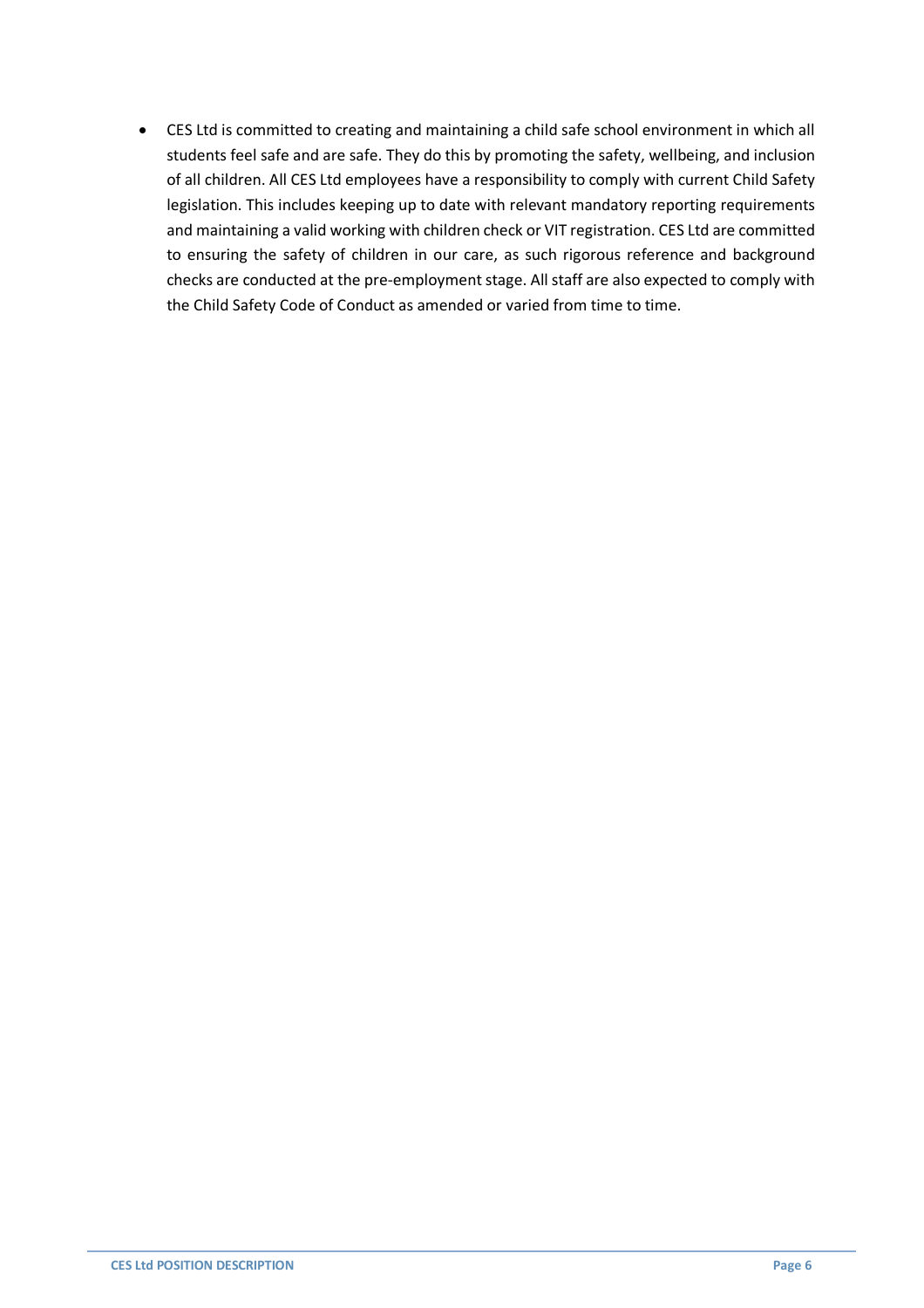- CES Ltd is committed to creating and maintaining a child safe school environment in which all students feel safe and are safe. They do this by promoting the safety, wellbeing, and inclusion of all children. All CES Ltd employees have a responsibility to comply with current Child Safety legislation. This includes keeping up to date with relevant mandatory reporting requirements and maintaining a valid working with children check or VIT registration. CES Ltd are committed to ensuring the safety of children in our care, as such rigorous reference and background checks are conducted at the pre-employment stage. All staff are also expected to comply with the Child Safety Code of Conduct as amended or varied from time to time.